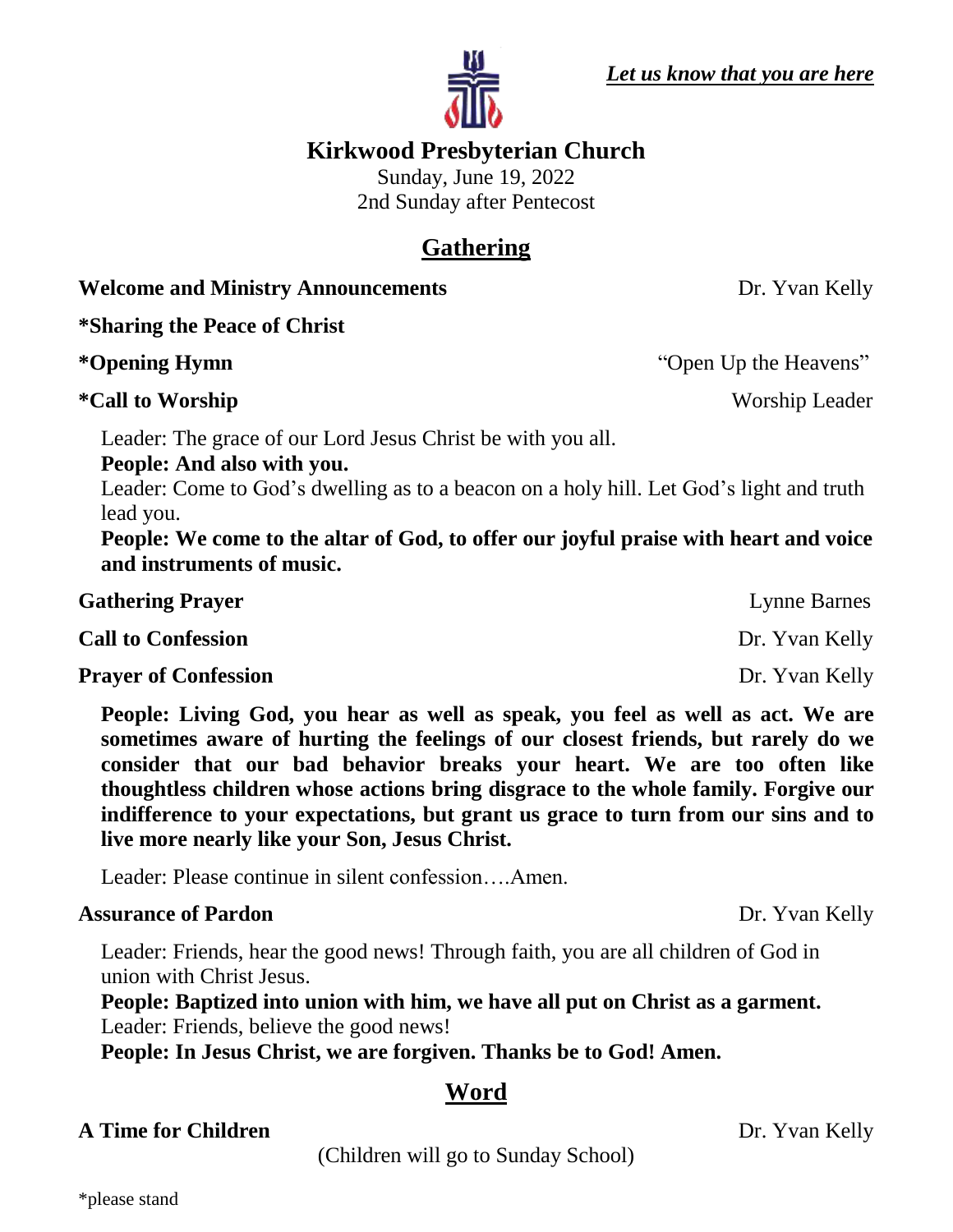*__Let us know that you are here__*

# Kirkwood Presbyterian Church

Sunday, June 19, 2022
2nd Sunday after Pentecost

## Gathering

**Welcome and Ministry Announcements** Dr. Yvan Kelly

**\*Sharing the Peace of Christ**

**\*Opening Hymn** "Open Up the Heavens"

**\*Call to Worship** Worship Leader

Leader: The grace of our Lord Jesus Christ be with you all.
**People: And also with you.**
Leader: Come to God's dwelling as to a beacon on a holy hill. Let God's light and truth lead you.
**People: We come to the altar of God, to offer our joyful praise with heart and voice and instruments of music.**

**Gathering Prayer** Lynne Barnes

**Call to Confession** Dr. Yvan Kelly

**Prayer of Confession** Dr. Yvan Kelly

**People: Living God, you hear as well as speak, you feel as well as act. We are sometimes aware of hurting the feelings of our closest friends, but rarely do we consider that our bad behavior breaks your heart. We are too often like thoughtless children whose actions bring disgrace to the whole family. Forgive our indifference to your expectations, but grant us grace to turn from our sins and to live more nearly like your Son, Jesus Christ.**

Leader: Please continue in silent confession….Amen.

**Assurance of Pardon** Dr. Yvan Kelly

Leader: Friends, hear the good news! Through faith, you are all children of God in union with Christ Jesus.
**People: Baptized into union with him, we have all put on Christ as a garment.**
Leader: Friends, believe the good news!
**People: In Jesus Christ, we are forgiven. Thanks be to God! Amen.**

## Word

**A Time for Children** Dr. Yvan Kelly

(Children will go to Sunday School)

\*please stand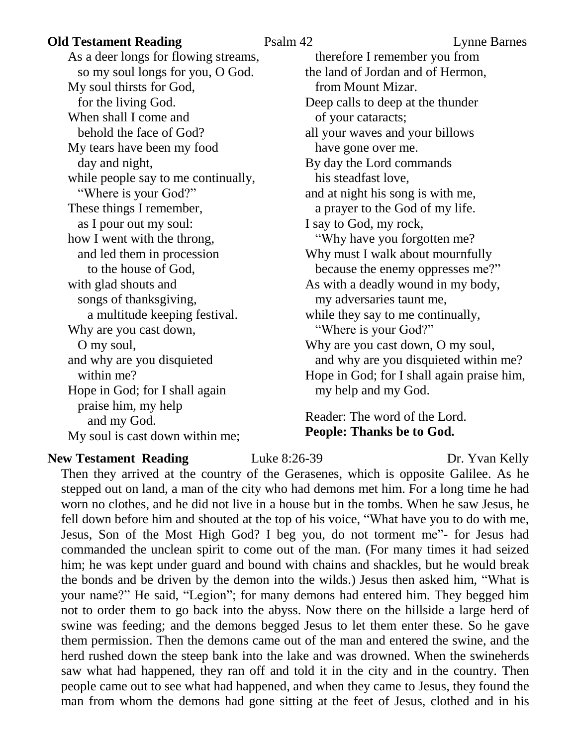**Old Testament Reading** Psalm 42 Lynne Barnes

As a deer longs for flowing streams,
so my soul longs for you, O God.
My soul thirsts for God,
for the living God.
When shall I come and
behold the face of God?
My tears have been my food
day and night,
while people say to me continually,
"Where is your God?"
These things I remember,
as I pour out my soul:
how I went with the throng,
and led them in procession
to the house of God,
with glad shouts and
songs of thanksgiving,
a multitude keeping festival.
Why are you cast down,
O my soul,
and why are you disquieted
within me?
Hope in God; for I shall again
praise him, my help
and my God.
My soul is cast down within me;
therefore I remember you from
the land of Jordan and of Hermon,
from Mount Mizar.
Deep calls to deep at the thunder
of your cataracts;
all your waves and your billows
have gone over me.
By day the Lord commands
his steadfast love,
and at night his song is with me,
a prayer to the God of my life.
I say to God, my rock,
"Why have you forgotten me?
Why must I walk about mournfully
because the enemy oppresses me?"
As with a deadly wound in my body,
my adversaries taunt me,
while they say to me continually,
"Where is your God?"
Why are you cast down, O my soul,
and why are you disquieted within me?
Hope in God; for I shall again praise him,
my help and my God.

Reader: The word of the Lord.
**People: Thanks be to God.**

**New Testament Reading** Luke 8:26-39 Dr. Yvan Kelly

Then they arrived at the country of the Gerasenes, which is opposite Galilee. As he stepped out on land, a man of the city who had demons met him. For a long time he had worn no clothes, and he did not live in a house but in the tombs. When he saw Jesus, he fell down before him and shouted at the top of his voice, "What have you to do with me, Jesus, Son of the Most High God? I beg you, do not torment me"- for Jesus had commanded the unclean spirit to come out of the man. (For many times it had seized him; he was kept under guard and bound with chains and shackles, but he would break the bonds and be driven by the demon into the wilds.) Jesus then asked him, "What is your name?" He said, "Legion"; for many demons had entered him. They begged him not to order them to go back into the abyss. Now there on the hillside a large herd of swine was feeding; and the demons begged Jesus to let them enter these. So he gave them permission. Then the demons came out of the man and entered the swine, and the herd rushed down the steep bank into the lake and was drowned. When the swineherds saw what had happened, they ran off and told it in the city and in the country. Then people came out to see what had happened, and when they came to Jesus, they found the man from whom the demons had gone sitting at the feet of Jesus, clothed and in his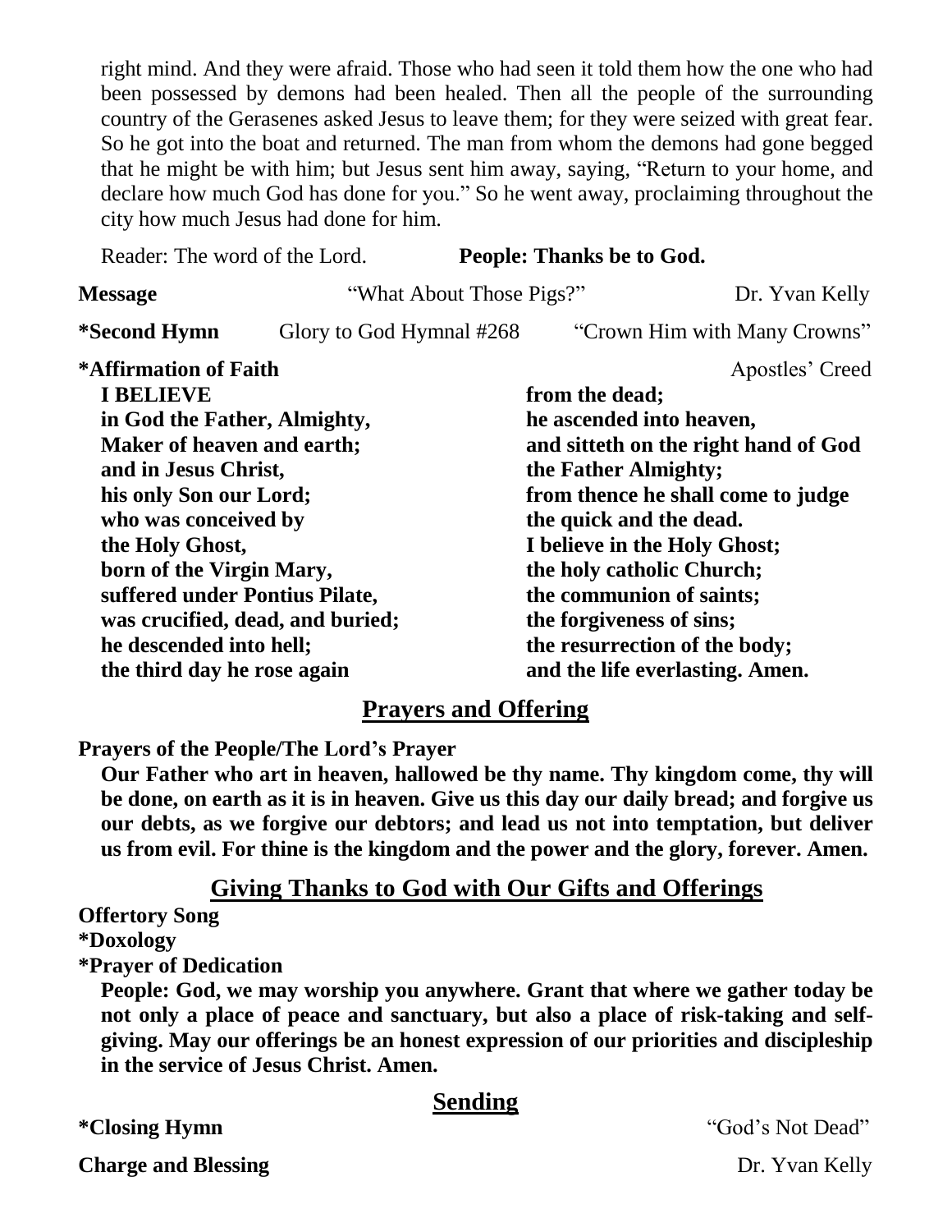right mind. And they were afraid. Those who had seen it told them how the one who had been possessed by demons had been healed. Then all the people of the surrounding country of the Gerasenes asked Jesus to leave them; for they were seized with great fear. So he got into the boat and returned. The man from whom the demons had gone begged that he might be with him; but Jesus sent him away, saying, "Return to your home, and declare how much God has done for you." So he went away, proclaiming throughout the city how much Jesus had done for him.

Reader: The word of the Lord. **People: Thanks be to God.**

**Message** "What About Those Pigs?" Dr. Yvan Kelly

**\*Second Hymn** Glory to God Hymnal #268 "Crown Him with Many Crowns"

**\*Affirmation of Faith** Apostles' Creed

**I BELIEVE**
**in God the Father, Almighty,**
**Maker of heaven and earth;**
**and in Jesus Christ,**
**his only Son our Lord;**
**who was conceived by**
**the Holy Ghost,**
**born of the Virgin Mary,**
**suffered under Pontius Pilate,**
**was crucified, dead, and buried;**
**he descended into hell;**
**the third day he rose again**
**from the dead;**
**he ascended into heaven,**
**and sitteth on the right hand of God**
**the Father Almighty;**
**from thence he shall come to judge**
**the quick and the dead.**
**I believe in the Holy Ghost;**
**the holy catholic Church;**
**the communion of saints;**
**the forgiveness of sins;**
**the resurrection of the body;**
**and the life everlasting. Amen.**

## Prayers and Offering

**Prayers of the People/The Lord's Prayer**

**Our Father who art in heaven, hallowed be thy name. Thy kingdom come, thy will be done, on earth as it is in heaven. Give us this day our daily bread; and forgive us our debts, as we forgive our debtors; and lead us not into temptation, but deliver us from evil. For thine is the kingdom and the power and the glory, forever. Amen.**

## Giving Thanks to God with Our Gifts and Offerings

**Offertory Song**

**\*Doxology**

**\*Prayer of Dedication**

**People: God, we may worship you anywhere. Grant that where we gather today be not only a place of peace and sanctuary, but also a place of risk-taking and self-giving. May our offerings be an honest expression of our priorities and discipleship in the service of Jesus Christ. Amen.**

## Sending

**\*Closing Hymn** "God's Not Dead"

**Charge and Blessing** Dr. Yvan Kelly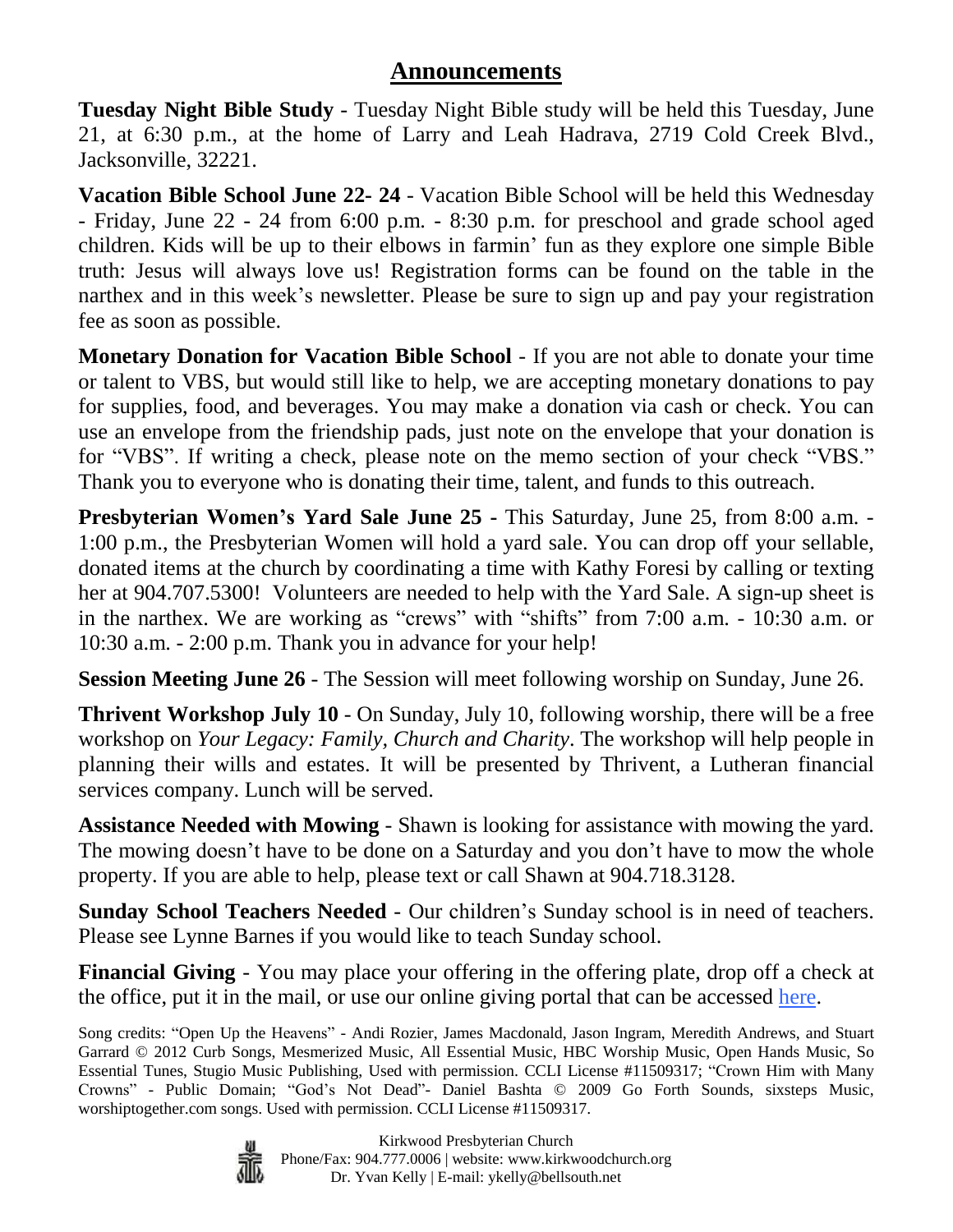## Announcements

**Tuesday Night Bible Study** - Tuesday Night Bible study will be held this Tuesday, June 21, at 6:30 p.m., at the home of Larry and Leah Hadrava, 2719 Cold Creek Blvd., Jacksonville, 32221.

**Vacation Bible School June 22- 24** - Vacation Bible School will be held this Wednesday - Friday, June 22 - 24 from 6:00 p.m. - 8:30 p.m. for preschool and grade school aged children. Kids will be up to their elbows in farmin' fun as they explore one simple Bible truth: Jesus will always love us! Registration forms can be found on the table in the narthex and in this week's newsletter. Please be sure to sign up and pay your registration fee as soon as possible.

**Monetary Donation for Vacation Bible School** - If you are not able to donate your time or talent to VBS, but would still like to help, we are accepting monetary donations to pay for supplies, food, and beverages. You may make a donation via cash or check. You can use an envelope from the friendship pads, just note on the envelope that your donation is for "VBS". If writing a check, please note on the memo section of your check "VBS." Thank you to everyone who is donating their time, talent, and funds to this outreach.

**Presbyterian Women's Yard Sale June 25 -** This Saturday, June 25, from 8:00 a.m. - 1:00 p.m., the Presbyterian Women will hold a yard sale. You can drop off your sellable, donated items at the church by coordinating a time with Kathy Foresi by calling or texting her at 904.707.5300! Volunteers are needed to help with the Yard Sale. A sign-up sheet is in the narthex. We are working as "crews" with "shifts" from 7:00 a.m. - 10:30 a.m. or 10:30 a.m. - 2:00 p.m. Thank you in advance for your help!

**Session Meeting June 26** - The Session will meet following worship on Sunday, June 26.

**Thrivent Workshop July 10** - On Sunday, July 10, following worship, there will be a free workshop on *Your Legacy: Family, Church and Charity*. The workshop will help people in planning their wills and estates. It will be presented by Thrivent, a Lutheran financial services company. Lunch will be served.

**Assistance Needed with Mowing** - Shawn is looking for assistance with mowing the yard. The mowing doesn't have to be done on a Saturday and you don't have to mow the whole property. If you are able to help, please text or call Shawn at 904.718.3128.

**Sunday School Teachers Needed** - Our children's Sunday school is in need of teachers. Please see Lynne Barnes if you would like to teach Sunday school.

**Financial Giving** - You may place your offering in the offering plate, drop off a check at the office, put it in the mail, or use our online giving portal that can be accessed here.

Song credits: "Open Up the Heavens" - Andi Rozier, James Macdonald, Jason Ingram, Meredith Andrews, and Stuart Garrard © 2012 Curb Songs, Mesmerized Music, All Essential Music, HBC Worship Music, Open Hands Music, So Essential Tunes, Stugio Music Publishing, Used with permission. CCLI License #11509317; "Crown Him with Many Crowns" - Public Domain; "God's Not Dead"- Daniel Bashta © 2009 Go Forth Sounds, sixsteps Music, worshiptogether.com songs. Used with permission. CCLI License #11509317.

Kirkwood Presbyterian Church
Phone/Fax: 904.777.0006 | website: www.kirkwoodchurch.org
Dr. Yvan Kelly | E-mail: ykelly@bellsouth.net